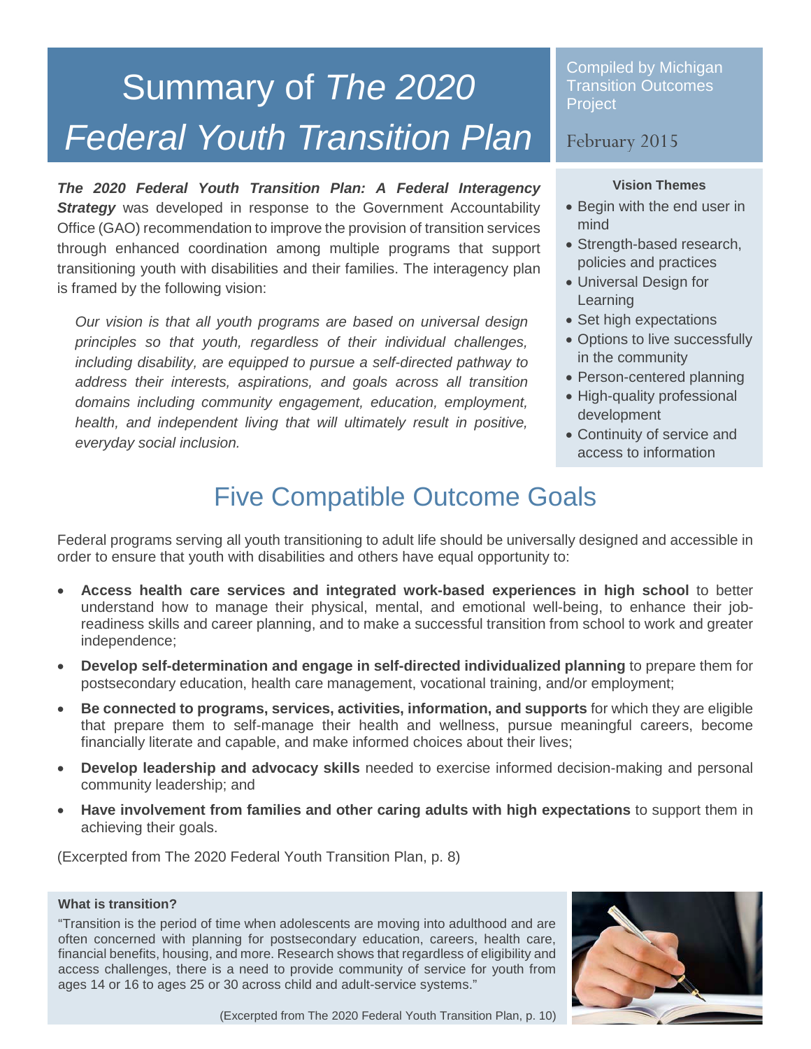# Summary of *The 2020 Federal Youth Transition Plan*

Compiled by Michigan Transition Outcomes Project

February 2015

***The 2020 Federal Youth Transition Plan: A Federal Interagency Strategy*** was developed in response to the Government Accountability Office (GAO) recommendation to improve the provision of transition services through enhanced coordination among multiple programs that support transitioning youth with disabilities and their families. The interagency plan is framed by the following vision:

> *Our vision is that all youth programs are based on universal design principles so that youth, regardless of their individual challenges, including disability, are equipped to pursue a self-directed pathway to address their interests, aspirations, and goals across all transition domains including community engagement, education, employment, health, and independent living that will ultimately result in positive, everyday social inclusion.*

**Vision Themes**

- Begin with the end user in mind
- Strength-based research, policies and practices
- Universal Design for Learning
- Set high expectations
- Options to live successfully in the community
- Person-centered planning
- High-quality professional development
- Continuity of service and access to information

## Five Compatible Outcome Goals

Federal programs serving all youth transitioning to adult life should be universally designed and accessible in order to ensure that youth with disabilities and others have equal opportunity to:

- **Access health care services and integrated work-based experiences in high school** to better understand how to manage their physical, mental, and emotional well-being, to enhance their job-readiness skills and career planning, and to make a successful transition from school to work and greater independence;
- **Develop self-determination and engage in self-directed individualized planning** to prepare them for postsecondary education, health care management, vocational training, and/or employment;
- **Be connected to programs, services, activities, information, and supports** for which they are eligible that prepare them to self-manage their health and wellness, pursue meaningful careers, become financially literate and capable, and make informed choices about their lives;
- **Develop leadership and advocacy skills** needed to exercise informed decision-making and personal community leadership; and
- **Have involvement from families and other caring adults with high expectations** to support them in achieving their goals.

(Excerpted from The 2020 Federal Youth Transition Plan, p. 8)

**What is transition?**

"Transition is the period of time when adolescents are moving into adulthood and are often concerned with planning for postsecondary education, careers, health care, financial benefits, housing, and more. Research shows that regardless of eligibility and access challenges, there is a need to provide community of service for youth from ages 14 or 16 to ages 25 or 30 across child and adult-service systems."

(Excerpted from The 2020 Federal Youth Transition Plan, p. 10)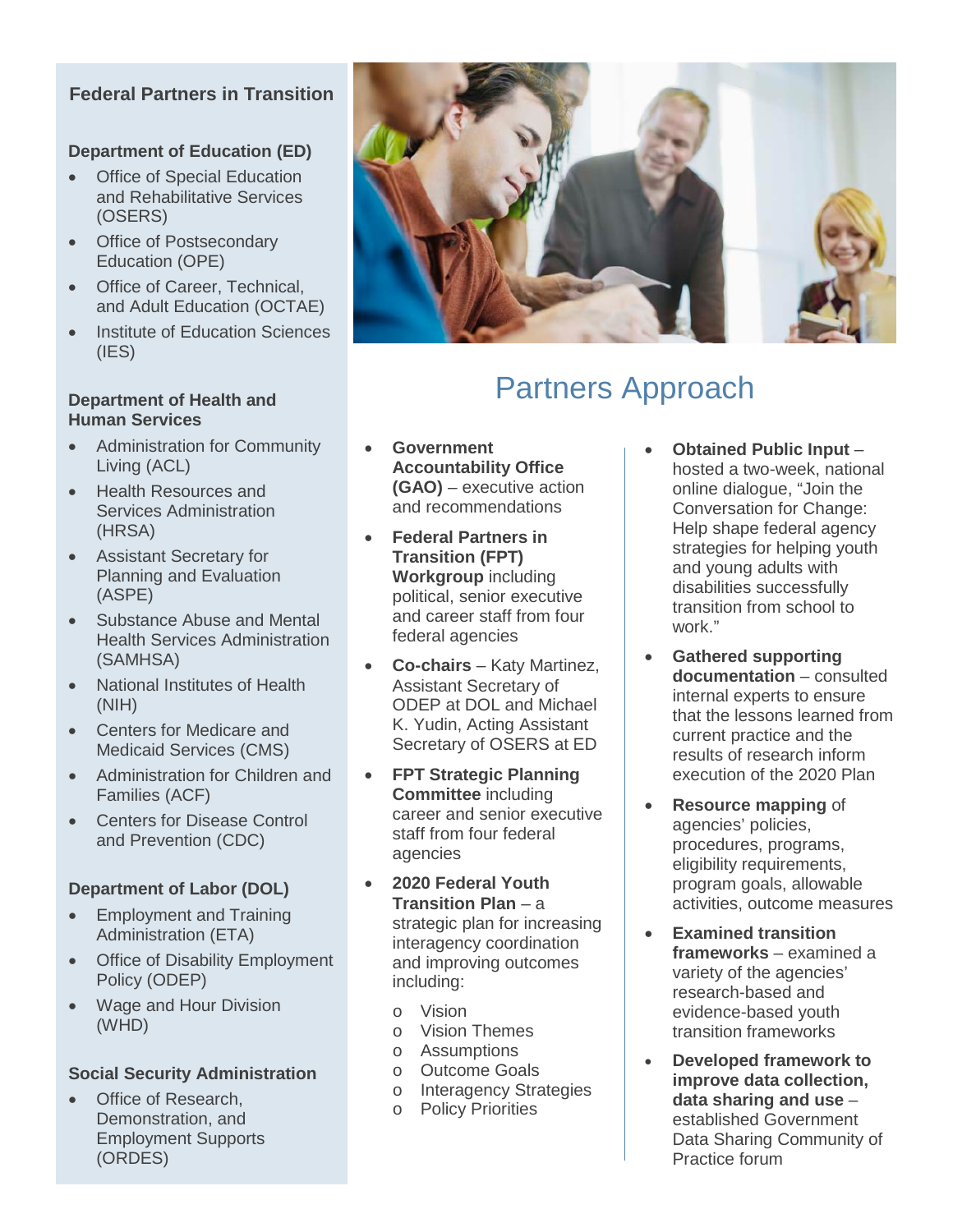## Federal Partners in Transition

**Department of Education (ED)**

- Office of Special Education and Rehabilitative Services (OSERS)
- Office of Postsecondary Education (OPE)
- Office of Career, Technical, and Adult Education (OCTAE)
- Institute of Education Sciences (IES)

**Department of Health and Human Services**

- Administration for Community Living (ACL)
- Health Resources and Services Administration (HRSA)
- Assistant Secretary for Planning and Evaluation (ASPE)
- Substance Abuse and Mental Health Services Administration (SAMHSA)
- National Institutes of Health (NIH)
- Centers for Medicare and Medicaid Services (CMS)
- Administration for Children and Families (ACF)
- Centers for Disease Control and Prevention (CDC)

**Department of Labor (DOL)**

- Employment and Training Administration (ETA)
- Office of Disability Employment Policy (ODEP)
- Wage and Hour Division (WHD)

**Social Security Administration**

- Office of Research, Demonstration, and Employment Supports (ORDES)

# Partners Approach

- **Government Accountability Office (GAO)** – executive action and recommendations
- **Federal Partners in Transition (FPT) Workgroup** including political, senior executive and career staff from four federal agencies
- **Co-chairs** – Katy Martinez, Assistant Secretary of ODEP at DOL and Michael K. Yudin, Acting Assistant Secretary of OSERS at ED
- **FPT Strategic Planning Committee** including career and senior executive staff from four federal agencies
- **2020 Federal Youth Transition Plan** – a strategic plan for increasing interagency coordination and improving outcomes including:
  - Vision
  - Vision Themes
  - Assumptions
  - Outcome Goals
  - Interagency Strategies
  - Policy Priorities
- **Obtained Public Input** – hosted a two-week, national online dialogue, "Join the Conversation for Change: Help shape federal agency strategies for helping youth and young adults with disabilities successfully transition from school to work."
- **Gathered supporting documentation** – consulted internal experts to ensure that the lessons learned from current practice and the results of research inform execution of the 2020 Plan
- **Resource mapping** of agencies' policies, procedures, programs, eligibility requirements, program goals, allowable activities, outcome measures
- **Examined transition frameworks** – examined a variety of the agencies' research-based and evidence-based youth transition frameworks
- **Developed framework to improve data collection, data sharing and use** – established Government Data Sharing Community of Practice forum